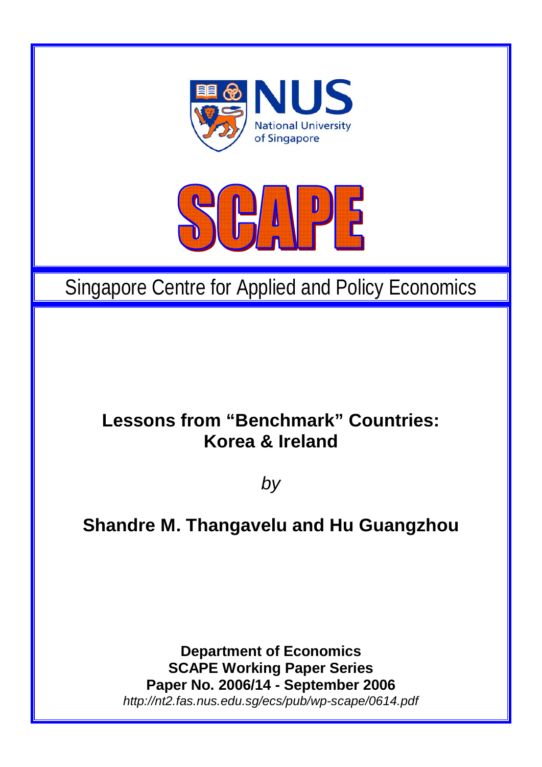NUS

National University of Singapore

SCAPE

Singapore Centre for Applied and Policy Economics

# Lessons from "Benchmark" Countries: Korea & Ireland

*by*

**Shandre M. Thangavelu and Hu Guangzhou**

**Department of Economics**
**SCAPE Working Paper Series**
**Paper No. 2006/14 - September 2006**
*http://nt2.fas.nus.edu.sg/ecs/pub/wp-scape/0614.pdf*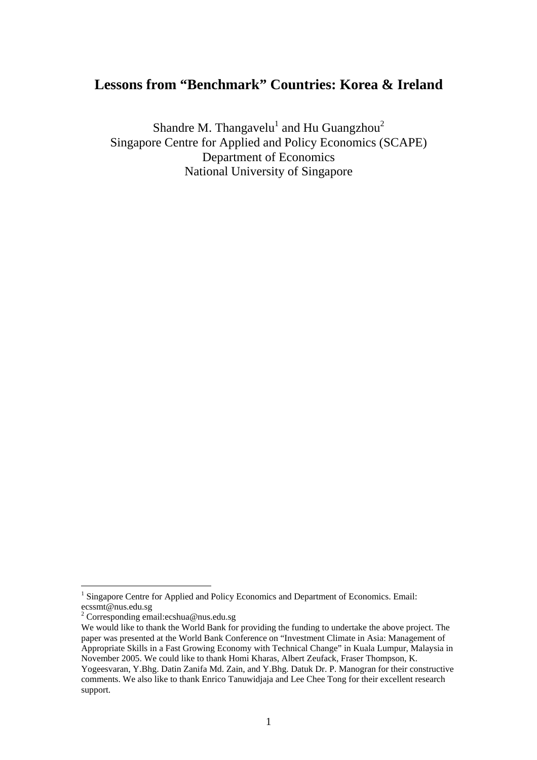# Lessons from "Benchmark" Countries: Korea & Ireland

Shandre M. Thangavelu[1] and Hu Guangzhou[2]
Singapore Centre for Applied and Policy Economics (SCAPE)
Department of Economics
National University of Singapore

---

[1] Singapore Centre for Applied and Policy Economics and Department of Economics. Email: ecssmt@nus.edu.sg

[2] Corresponding email:ecshua@nus.edu.sg

We would like to thank the World Bank for providing the funding to undertake the above project. The paper was presented at the World Bank Conference on "Investment Climate in Asia: Management of Appropriate Skills in a Fast Growing Economy with Technical Change" in Kuala Lumpur, Malaysia in November 2005. We could like to thank Homi Kharas, Albert Zeufack, Fraser Thompson, K. Yogeesvaran, Y.Bhg. Datin Zanifa Md. Zain, and Y.Bhg. Datuk Dr. P. Manogran for their constructive comments. We also like to thank Enrico Tanuwidjaja and Lee Chee Tong for their excellent research support.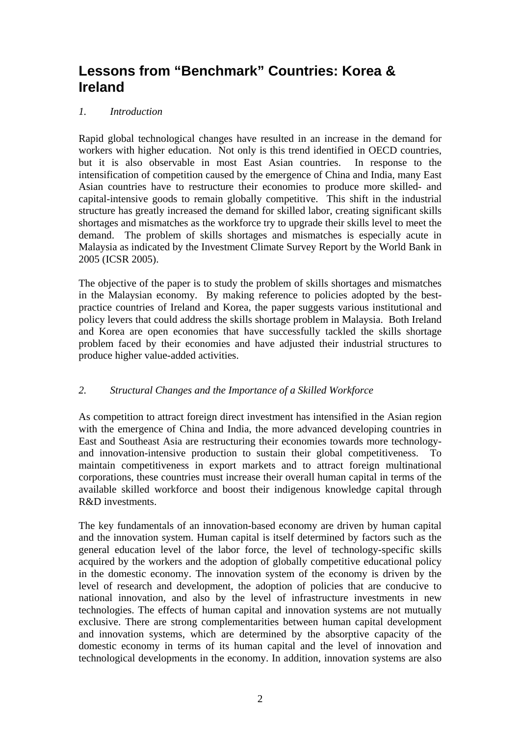# Lessons from "Benchmark" Countries: Korea & Ireland

*1. Introduction*

Rapid global technological changes have resulted in an increase in the demand for workers with higher education. Not only is this trend identified in OECD countries, but it is also observable in most East Asian countries. In response to the intensification of competition caused by the emergence of China and India, many East Asian countries have to restructure their economies to produce more skilled- and capital-intensive goods to remain globally competitive. This shift in the industrial structure has greatly increased the demand for skilled labor, creating significant skills shortages and mismatches as the workforce try to upgrade their skills level to meet the demand. The problem of skills shortages and mismatches is especially acute in Malaysia as indicated by the Investment Climate Survey Report by the World Bank in 2005 (ICSR 2005).

The objective of the paper is to study the problem of skills shortages and mismatches in the Malaysian economy. By making reference to policies adopted by the best-practice countries of Ireland and Korea, the paper suggests various institutional and policy levers that could address the skills shortage problem in Malaysia. Both Ireland and Korea are open economies that have successfully tackled the skills shortage problem faced by their economies and have adjusted their industrial structures to produce higher value-added activities.

*2. Structural Changes and the Importance of a Skilled Workforce*

As competition to attract foreign direct investment has intensified in the Asian region with the emergence of China and India, the more advanced developing countries in East and Southeast Asia are restructuring their economies towards more technology- and innovation-intensive production to sustain their global competitiveness. To maintain competitiveness in export markets and to attract foreign multinational corporations, these countries must increase their overall human capital in terms of the available skilled workforce and boost their indigenous knowledge capital through R&D investments.

The key fundamentals of an innovation-based economy are driven by human capital and the innovation system. Human capital is itself determined by factors such as the general education level of the labor force, the level of technology-specific skills acquired by the workers and the adoption of globally competitive educational policy in the domestic economy. The innovation system of the economy is driven by the level of research and development, the adoption of policies that are conducive to national innovation, and also by the level of infrastructure investments in new technologies. The effects of human capital and innovation systems are not mutually exclusive. There are strong complementarities between human capital development and innovation systems, which are determined by the absorptive capacity of the domestic economy in terms of its human capital and the level of innovation and technological developments in the economy. In addition, innovation systems are also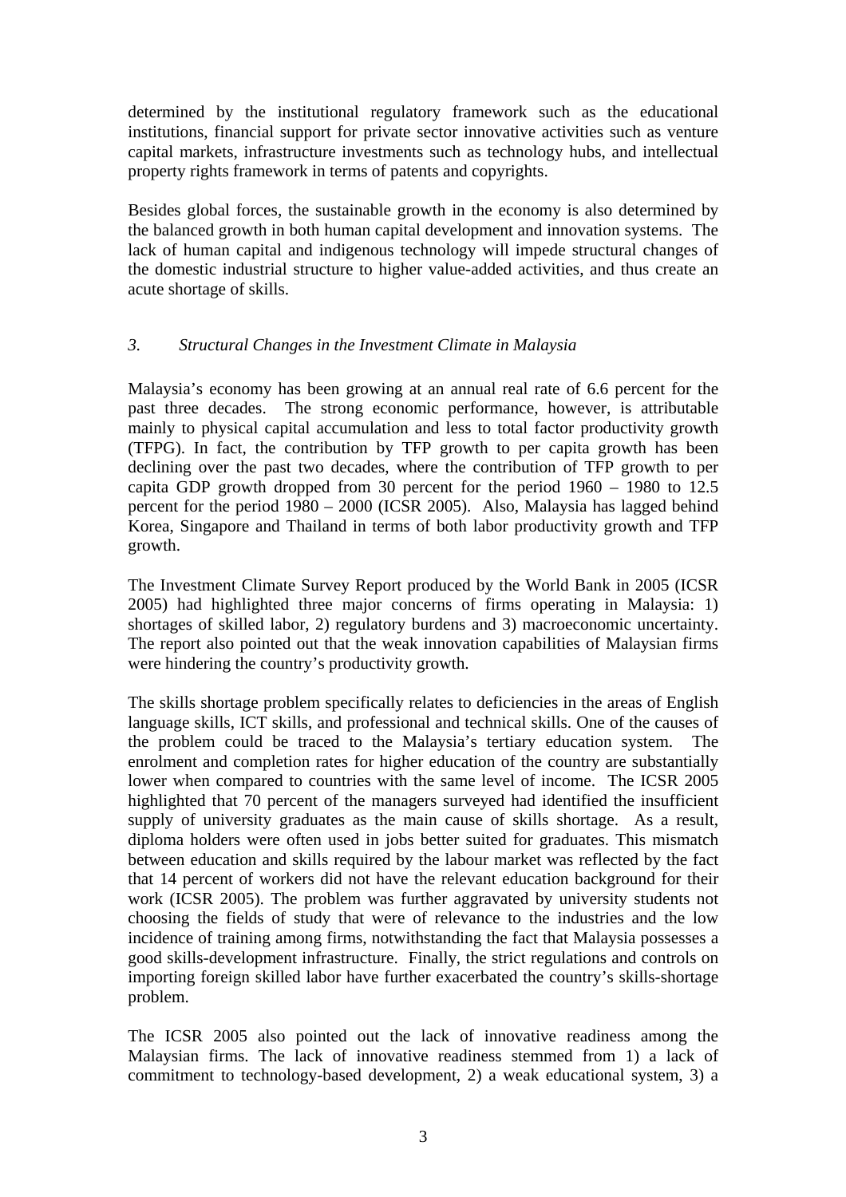determined by the institutional regulatory framework such as the educational institutions, financial support for private sector innovative activities such as venture capital markets, infrastructure investments such as technology hubs, and intellectual property rights framework in terms of patents and copyrights.

Besides global forces, the sustainable growth in the economy is also determined by the balanced growth in both human capital development and innovation systems. The lack of human capital and indigenous technology will impede structural changes of the domestic industrial structure to higher value-added activities, and thus create an acute shortage of skills.

### *3. Structural Changes in the Investment Climate in Malaysia*

Malaysia's economy has been growing at an annual real rate of 6.6 percent for the past three decades. The strong economic performance, however, is attributable mainly to physical capital accumulation and less to total factor productivity growth (TFPG). In fact, the contribution by TFP growth to per capita growth has been declining over the past two decades, where the contribution of TFP growth to per capita GDP growth dropped from 30 percent for the period 1960 – 1980 to 12.5 percent for the period 1980 – 2000 (ICSR 2005). Also, Malaysia has lagged behind Korea, Singapore and Thailand in terms of both labor productivity growth and TFP growth.

The Investment Climate Survey Report produced by the World Bank in 2005 (ICSR 2005) had highlighted three major concerns of firms operating in Malaysia: 1) shortages of skilled labor, 2) regulatory burdens and 3) macroeconomic uncertainty. The report also pointed out that the weak innovation capabilities of Malaysian firms were hindering the country's productivity growth.

The skills shortage problem specifically relates to deficiencies in the areas of English language skills, ICT skills, and professional and technical skills. One of the causes of the problem could be traced to the Malaysia's tertiary education system. The enrolment and completion rates for higher education of the country are substantially lower when compared to countries with the same level of income. The ICSR 2005 highlighted that 70 percent of the managers surveyed had identified the insufficient supply of university graduates as the main cause of skills shortage. As a result, diploma holders were often used in jobs better suited for graduates. This mismatch between education and skills required by the labour market was reflected by the fact that 14 percent of workers did not have the relevant education background for their work (ICSR 2005). The problem was further aggravated by university students not choosing the fields of study that were of relevance to the industries and the low incidence of training among firms, notwithstanding the fact that Malaysia possesses a good skills-development infrastructure. Finally, the strict regulations and controls on importing foreign skilled labor have further exacerbated the country's skills-shortage problem.

The ICSR 2005 also pointed out the lack of innovative readiness among the Malaysian firms. The lack of innovative readiness stemmed from 1) a lack of commitment to technology-based development, 2) a weak educational system, 3) a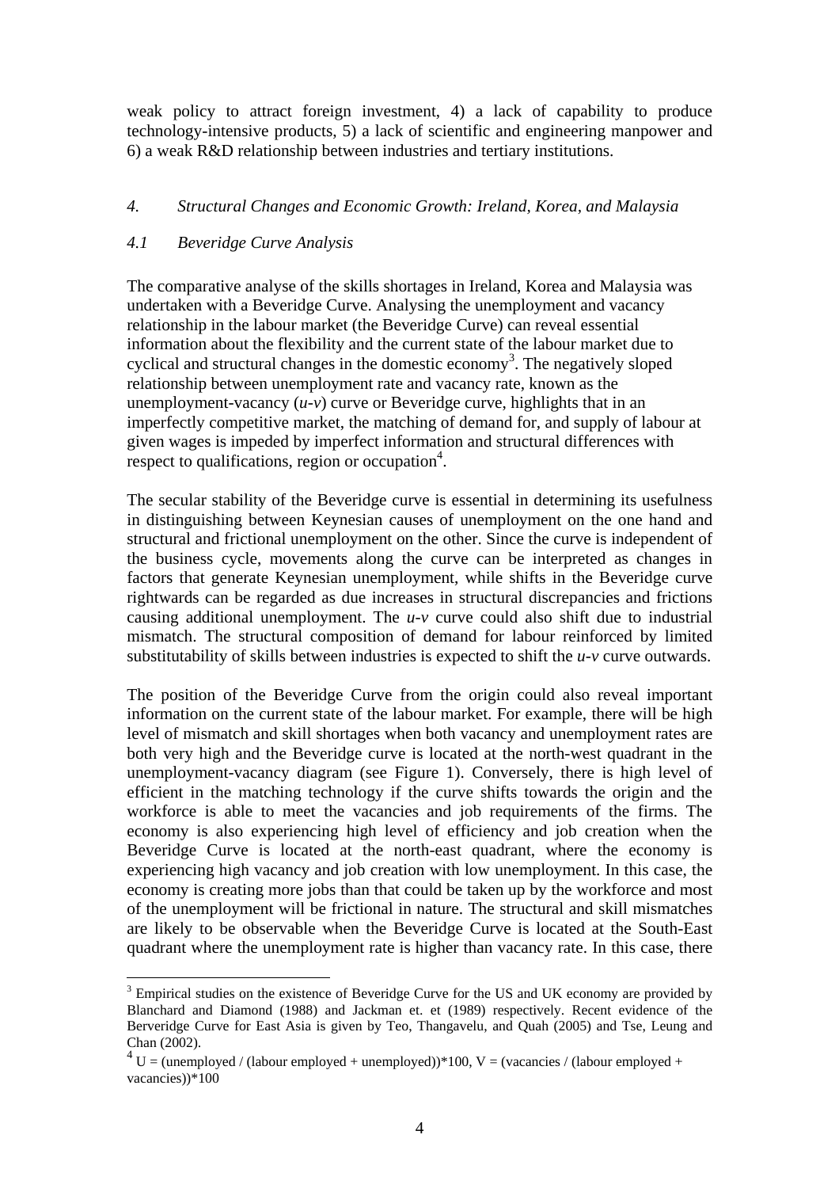weak policy to attract foreign investment, 4) a lack of capability to produce technology-intensive products, 5) a lack of scientific and engineering manpower and 6) a weak R&D relationship between industries and tertiary institutions.

## *4. Structural Changes and Economic Growth: Ireland, Korea, and Malaysia*

### *4.1 Beveridge Curve Analysis*

The comparative analyse of the skills shortages in Ireland, Korea and Malaysia was undertaken with a Beveridge Curve. Analysing the unemployment and vacancy relationship in the labour market (the Beveridge Curve) can reveal essential information about the flexibility and the current state of the labour market due to cyclical and structural changes in the domestic economy[3]. The negatively sloped relationship between unemployment rate and vacancy rate, known as the unemployment-vacancy ($u$-$v$) curve or Beveridge curve, highlights that in an imperfectly competitive market, the matching of demand for, and supply of labour at given wages is impeded by imperfect information and structural differences with respect to qualifications, region or occupation[4].

The secular stability of the Beveridge curve is essential in determining its usefulness in distinguishing between Keynesian causes of unemployment on the one hand and structural and frictional unemployment on the other. Since the curve is independent of the business cycle, movements along the curve can be interpreted as changes in factors that generate Keynesian unemployment, while shifts in the Beveridge curve rightwards can be regarded as due increases in structural discrepancies and frictions causing additional unemployment. The $u$-$v$ curve could also shift due to industrial mismatch. The structural composition of demand for labour reinforced by limited substitutability of skills between industries is expected to shift the $u$-$v$ curve outwards.

The position of the Beveridge Curve from the origin could also reveal important information on the current state of the labour market. For example, there will be high level of mismatch and skill shortages when both vacancy and unemployment rates are both very high and the Beveridge curve is located at the north-west quadrant in the unemployment-vacancy diagram (see Figure 1). Conversely, there is high level of efficient in the matching technology if the curve shifts towards the origin and the workforce is able to meet the vacancies and job requirements of the firms. The economy is also experiencing high level of efficiency and job creation when the Beveridge Curve is located at the north-east quadrant, where the economy is experiencing high vacancy and job creation with low unemployment. In this case, the economy is creating more jobs than that could be taken up by the workforce and most of the unemployment will be frictional in nature. The structural and skill mismatches are likely to be observable when the Beveridge Curve is located at the South-East quadrant where the unemployment rate is higher than vacancy rate. In this case, there

---

[3] Empirical studies on the existence of Beveridge Curve for the US and UK economy are provided by Blanchard and Diamond (1988) and Jackman et. et (1989) respectively. Recent evidence of the Berveridge Curve for East Asia is given by Teo, Thangavelu, and Quah (2005) and Tse, Leung and Chan (2002).

[4] U = (unemployed / (labour employed + unemployed))*100, V = (vacancies / (labour employed + vacancies))*100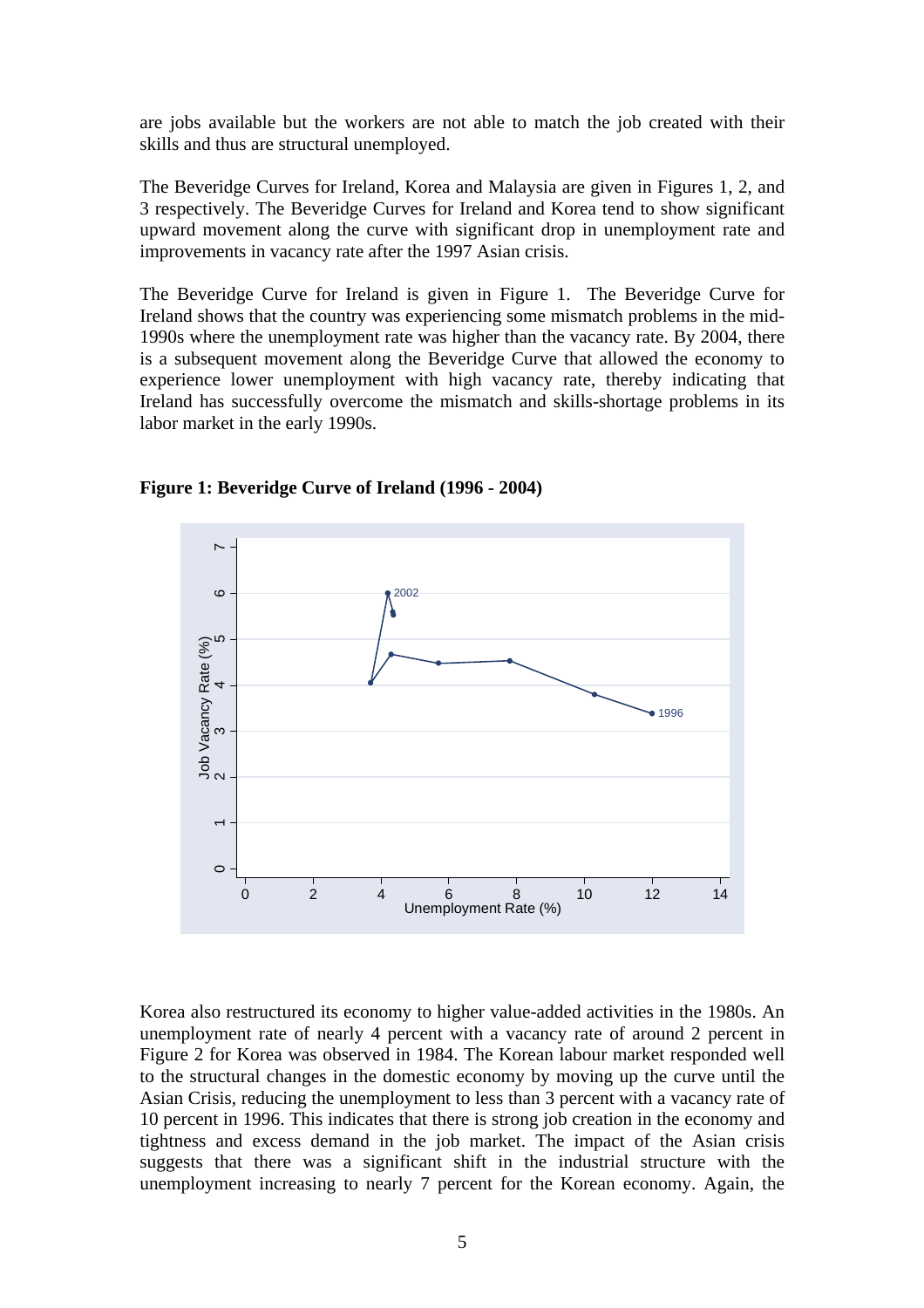are jobs available but the workers are not able to match the job created with their skills and thus are structural unemployed.

The Beveridge Curves for Ireland, Korea and Malaysia are given in Figures 1, 2, and 3 respectively. The Beveridge Curves for Ireland and Korea tend to show significant upward movement along the curve with significant drop in unemployment rate and improvements in vacancy rate after the 1997 Asian crisis.

The Beveridge Curve for Ireland is given in Figure 1. The Beveridge Curve for Ireland shows that the country was experiencing some mismatch problems in the mid-1990s where the unemployment rate was higher than the vacancy rate. By 2004, there is a subsequent movement along the Beveridge Curve that allowed the economy to experience lower unemployment with high vacancy rate, thereby indicating that Ireland has successfully overcome the mismatch and skills-shortage problems in its labor market in the early 1990s.

**Figure 1: Beveridge Curve of Ireland (1996 - 2004)**

Korea also restructured its economy to higher value-added activities in the 1980s. An unemployment rate of nearly 4 percent with a vacancy rate of around 2 percent in Figure 2 for Korea was observed in 1984. The Korean labour market responded well to the structural changes in the domestic economy by moving up the curve until the Asian Crisis, reducing the unemployment to less than 3 percent with a vacancy rate of 10 percent in 1996. This indicates that there is strong job creation in the economy and tightness and excess demand in the job market. The impact of the Asian crisis suggests that there was a significant shift in the industrial structure with the unemployment increasing to nearly 7 percent for the Korean economy. Again, the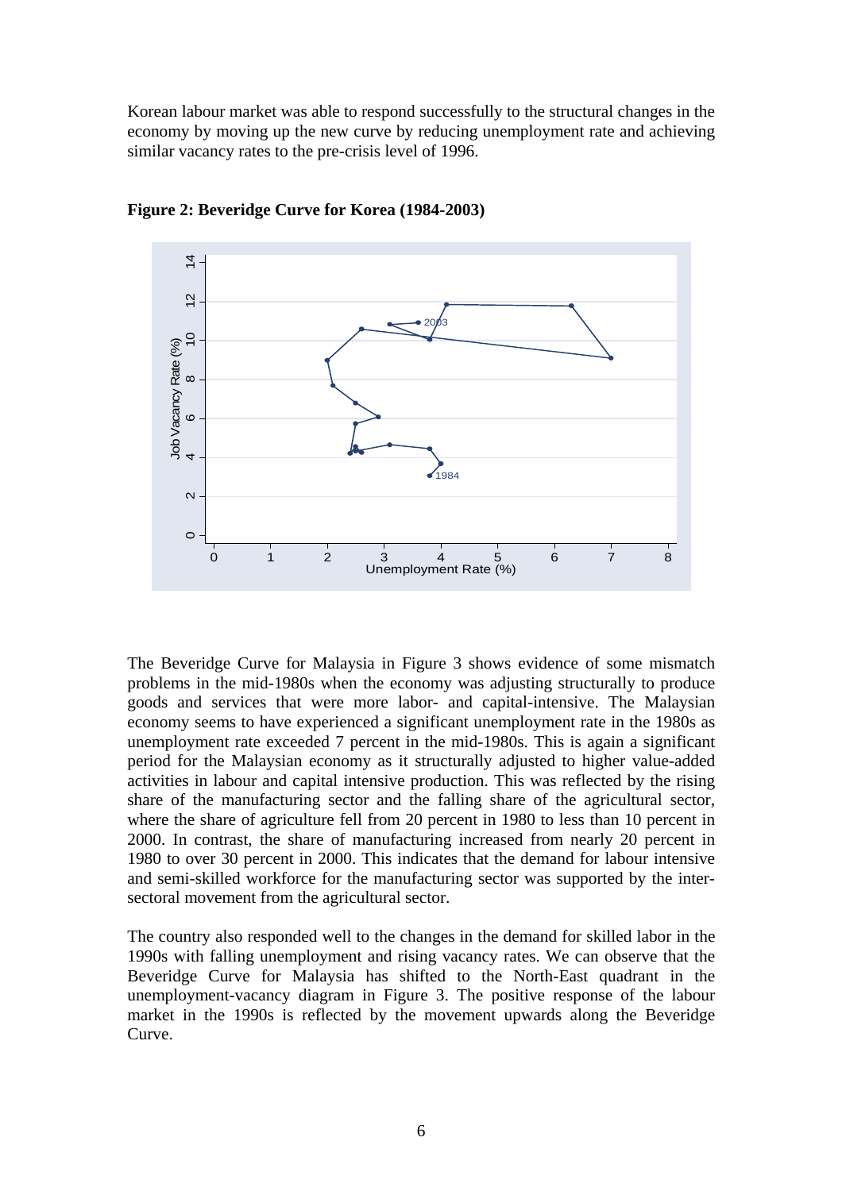Korean labour market was able to respond successfully to the structural changes in the economy by moving up the new curve by reducing unemployment rate and achieving similar vacancy rates to the pre-crisis level of 1996.

**Figure 2: Beveridge Curve for Korea (1984-2003)**

The Beveridge Curve for Malaysia in Figure 3 shows evidence of some mismatch problems in the mid-1980s when the economy was adjusting structurally to produce goods and services that were more labor- and capital-intensive. The Malaysian economy seems to have experienced a significant unemployment rate in the 1980s as unemployment rate exceeded 7 percent in the mid-1980s. This is again a significant period for the Malaysian economy as it structurally adjusted to higher value-added activities in labour and capital intensive production. This was reflected by the rising share of the manufacturing sector and the falling share of the agricultural sector, where the share of agriculture fell from 20 percent in 1980 to less than 10 percent in 2000. In contrast, the share of manufacturing increased from nearly 20 percent in 1980 to over 30 percent in 2000. This indicates that the demand for labour intensive and semi-skilled workforce for the manufacturing sector was supported by the inter-sectoral movement from the agricultural sector.

The country also responded well to the changes in the demand for skilled labor in the 1990s with falling unemployment and rising vacancy rates. We can observe that the Beveridge Curve for Malaysia has shifted to the North-East quadrant in the unemployment-vacancy diagram in Figure 3. The positive response of the labour market in the 1990s is reflected by the movement upwards along the Beveridge Curve.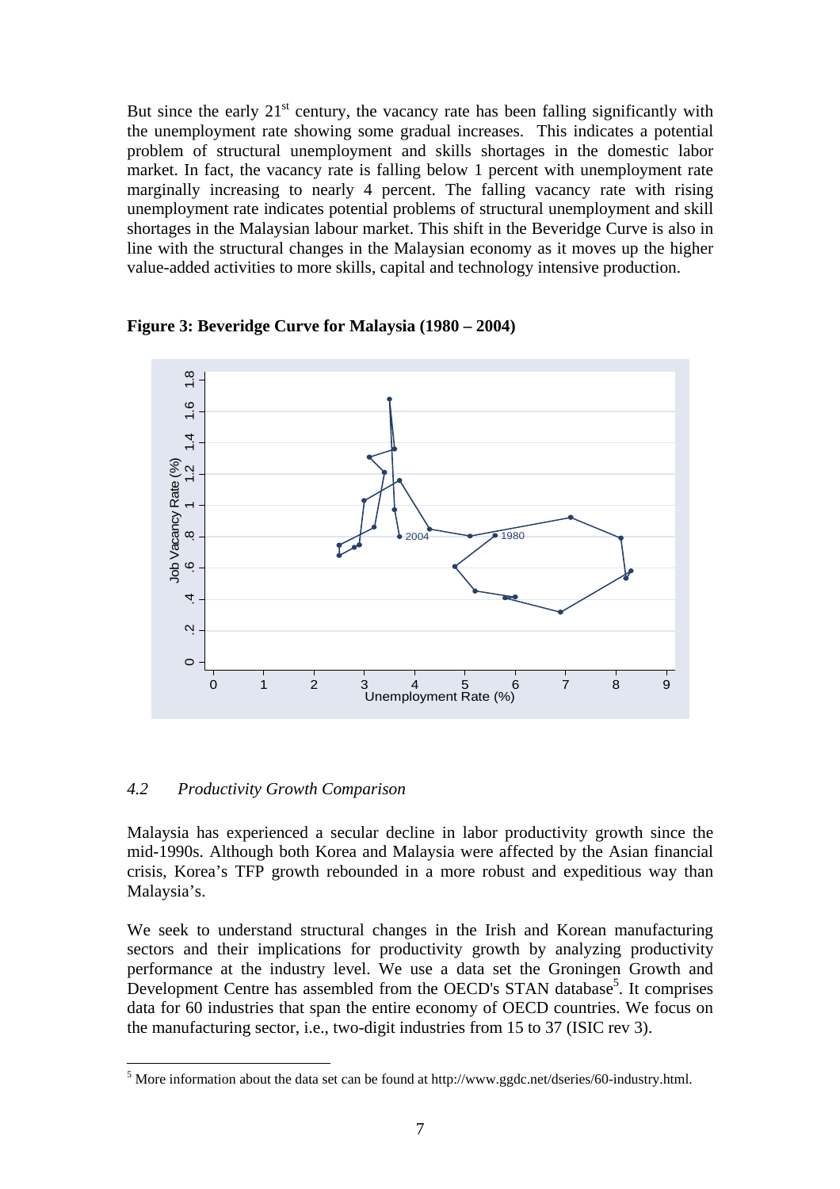But since the early 21st century, the vacancy rate has been falling significantly with the unemployment rate showing some gradual increases. This indicates a potential problem of structural unemployment and skills shortages in the domestic labor market. In fact, the vacancy rate is falling below 1 percent with unemployment rate marginally increasing to nearly 4 percent. The falling vacancy rate with rising unemployment rate indicates potential problems of structural unemployment and skill shortages in the Malaysian labour market. This shift in the Beveridge Curve is also in line with the structural changes in the Malaysian economy as it moves up the higher value-added activities to more skills, capital and technology intensive production.

**Figure 3: Beveridge Curve for Malaysia (1980 – 2004)**

### 4.2 *Productivity Growth Comparison*

Malaysia has experienced a secular decline in labor productivity growth since the mid-1990s. Although both Korea and Malaysia were affected by the Asian financial crisis, Korea's TFP growth rebounded in a more robust and expeditious way than Malaysia's.

We seek to understand structural changes in the Irish and Korean manufacturing sectors and their implications for productivity growth by analyzing productivity performance at the industry level. We use a data set the Groningen Growth and Development Centre has assembled from the OECD's STAN database[5]. It comprises data for 60 industries that span the entire economy of OECD countries. We focus on the manufacturing sector, i.e., two-digit industries from 15 to 37 (ISIC rev 3).

[5] More information about the data set can be found at http://www.ggdc.net/dseries/60-industry.html.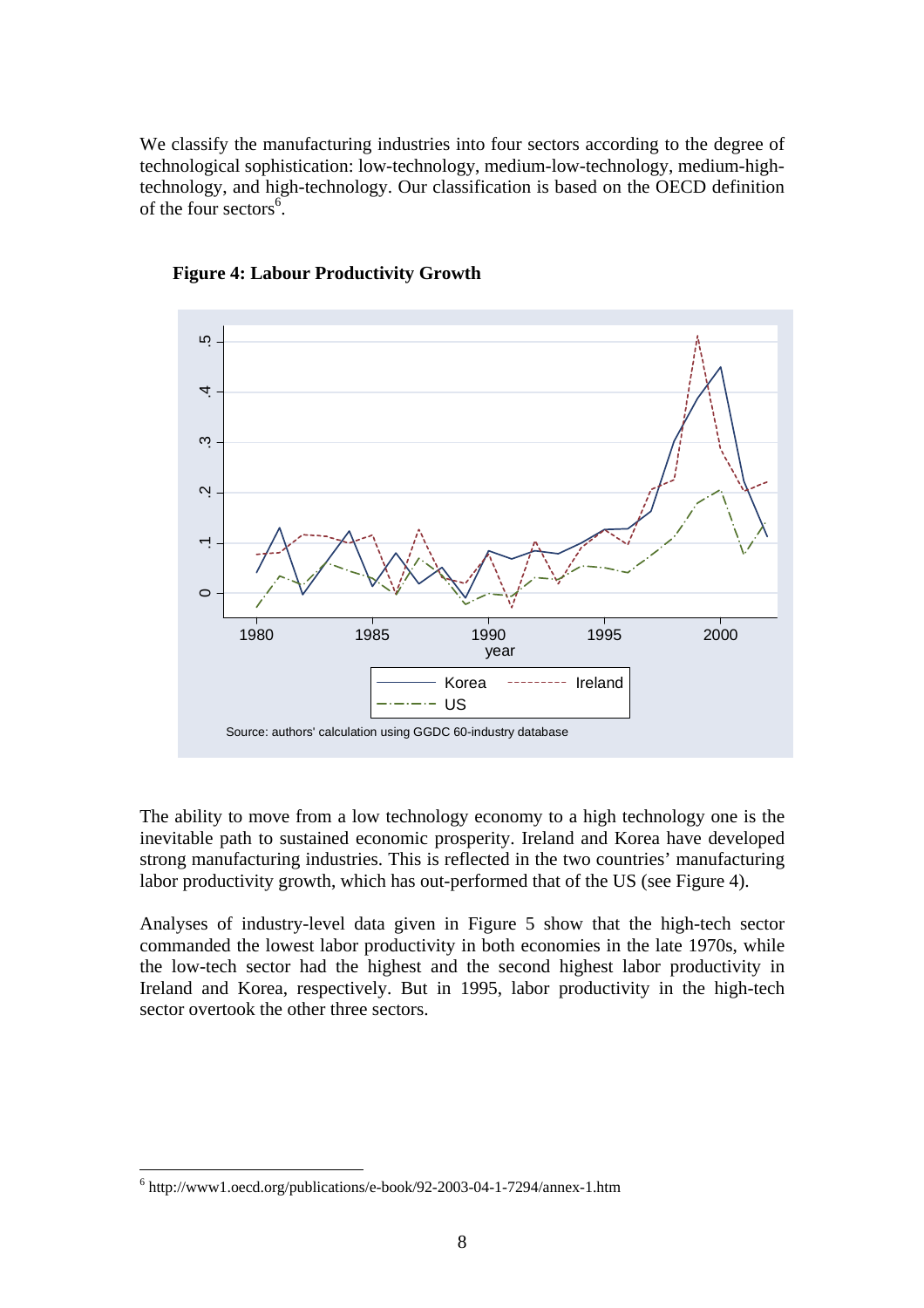We classify the manufacturing industries into four sectors according to the degree of technological sophistication: low-technology, medium-low-technology, medium-high-technology, and high-technology. Our classification is based on the OECD definition of the four sectors[6].

**Figure 4: Labour Productivity Growth**

Source: authors' calculation using GGDC 60-industry database

The ability to move from a low technology economy to a high technology one is the inevitable path to sustained economic prosperity. Ireland and Korea have developed strong manufacturing industries. This is reflected in the two countries' manufacturing labor productivity growth, which has out-performed that of the US (see Figure 4).

Analyses of industry-level data given in Figure 5 show that the high-tech sector commanded the lowest labor productivity in both economies in the late 1970s, while the low-tech sector had the highest and the second highest labor productivity in Ireland and Korea, respectively. But in 1995, labor productivity in the high-tech sector overtook the other three sectors.

---

[6] http://www1.oecd.org/publications/e-book/92-2003-04-1-7294/annex-1.htm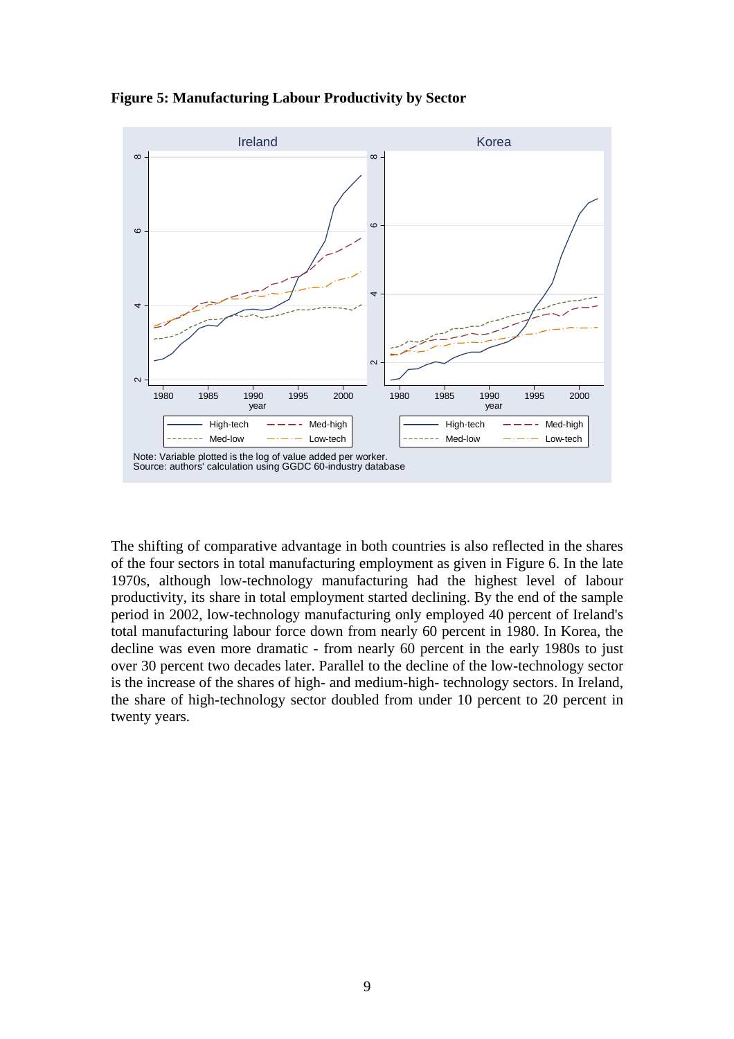**Figure 5: Manufacturing Labour Productivity by Sector**

Note: Variable plotted is the log of value added per worker.
Source: authors' calculation using GGDC 60-industry database

The shifting of comparative advantage in both countries is also reflected in the shares of the four sectors in total manufacturing employment as given in Figure 6. In the late 1970s, although low-technology manufacturing had the highest level of labour productivity, its share in total employment started declining. By the end of the sample period in 2002, low-technology manufacturing only employed 40 percent of Ireland's total manufacturing labour force down from nearly 60 percent in 1980. In Korea, the decline was even more dramatic - from nearly 60 percent in the early 1980s to just over 30 percent two decades later. Parallel to the decline of the low-technology sector is the increase of the shares of high- and medium-high- technology sectors. In Ireland, the share of high-technology sector doubled from under 10 percent to 20 percent in twenty years.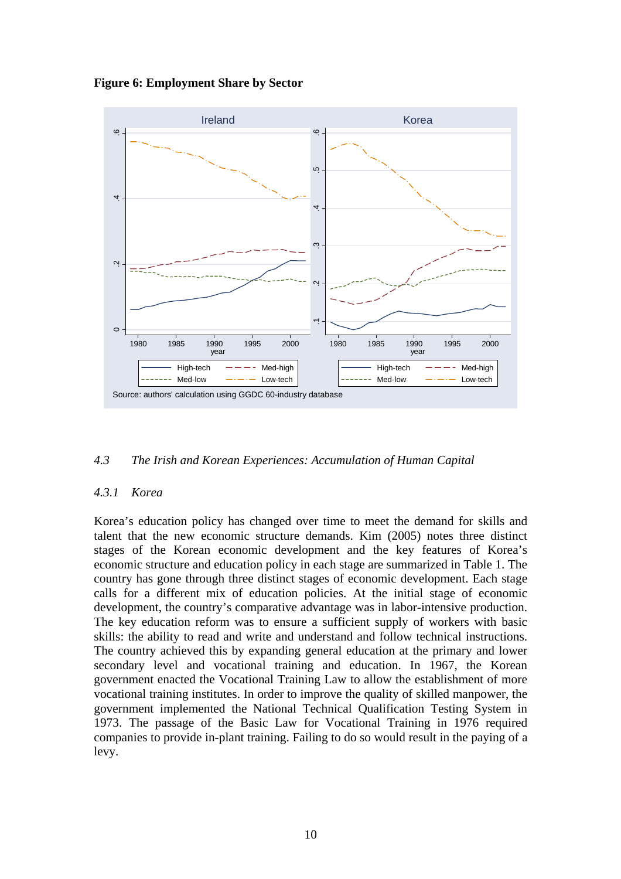**Figure 6: Employment Share by Sector**

Source: authors' calculation using GGDC 60-industry database

### *4.3 The Irish and Korean Experiences: Accumulation of Human Capital*

#### *4.3.1 Korea*

Korea's education policy has changed over time to meet the demand for skills and talent that the new economic structure demands. Kim (2005) notes three distinct stages of the Korean economic development and the key features of Korea's economic structure and education policy in each stage are summarized in Table 1. The country has gone through three distinct stages of economic development. Each stage calls for a different mix of education policies. At the initial stage of economic development, the country's comparative advantage was in labor-intensive production. The key education reform was to ensure a sufficient supply of workers with basic skills: the ability to read and write and understand and follow technical instructions. The country achieved this by expanding general education at the primary and lower secondary level and vocational training and education. In 1967, the Korean government enacted the Vocational Training Law to allow the establishment of more vocational training institutes. In order to improve the quality of skilled manpower, the government implemented the National Technical Qualification Testing System in 1973. The passage of the Basic Law for Vocational Training in 1976 required companies to provide in-plant training. Failing to do so would result in the paying of a levy.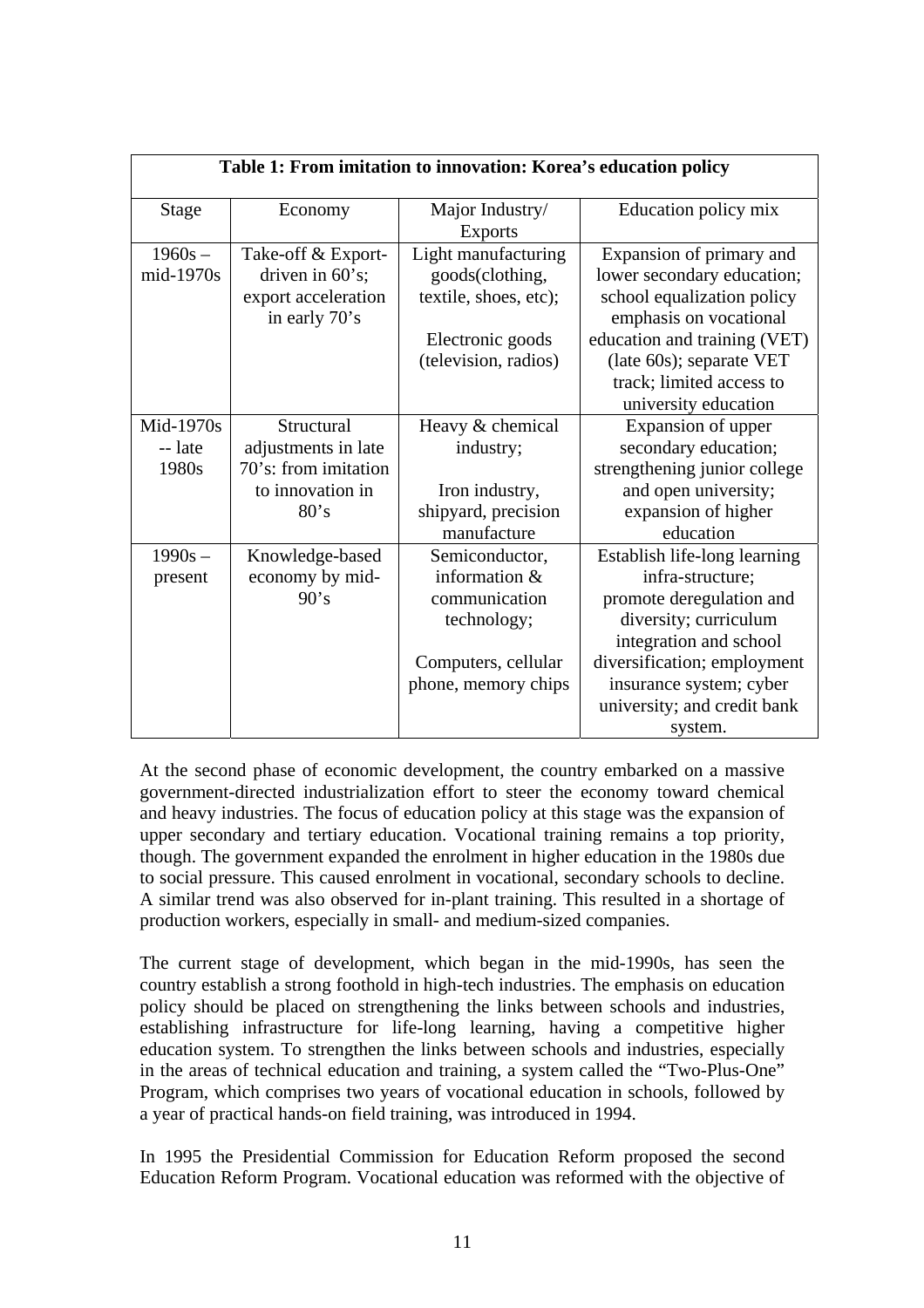**Table 1: From imitation to innovation: Korea's education policy**

| Stage | Economy | Major Industry/ Exports | Education policy mix |
|---|---|---|---|
| 1960s – mid-1970s | Take-off & Export-driven in 60's; export acceleration in early 70's | Light manufacturing goods(clothing, textile, shoes, etc); Electronic goods (television, radios) | Expansion of primary and lower secondary education; school equalization policy emphasis on vocational education and training (VET) (late 60s); separate VET track; limited access to university education |
| Mid-1970s -- late 1980s | Structural adjustments in late 70's: from imitation to innovation in 80's | Heavy & chemical industry; Iron industry, shipyard, precision manufacture | Expansion of upper secondary education; strengthening junior college and open university; expansion of higher education |
| 1990s – present | Knowledge-based economy by mid-90's | Semiconductor, information & communication technology; Computers, cellular phone, memory chips | Establish life-long learning infra-structure; promote deregulation and diversity; curriculum integration and school diversification; employment insurance system; cyber university; and credit bank system. |

At the second phase of economic development, the country embarked on a massive government-directed industrialization effort to steer the economy toward chemical and heavy industries. The focus of education policy at this stage was the expansion of upper secondary and tertiary education. Vocational training remains a top priority, though. The government expanded the enrolment in higher education in the 1980s due to social pressure. This caused enrolment in vocational, secondary schools to decline. A similar trend was also observed for in-plant training. This resulted in a shortage of production workers, especially in small- and medium-sized companies.

The current stage of development, which began in the mid-1990s, has seen the country establish a strong foothold in high-tech industries. The emphasis on education policy should be placed on strengthening the links between schools and industries, establishing infrastructure for life-long learning, having a competitive higher education system. To strengthen the links between schools and industries, especially in the areas of technical education and training, a system called the "Two-Plus-One" Program, which comprises two years of vocational education in schools, followed by a year of practical hands-on field training, was introduced in 1994.

In 1995 the Presidential Commission for Education Reform proposed the second Education Reform Program. Vocational education was reformed with the objective of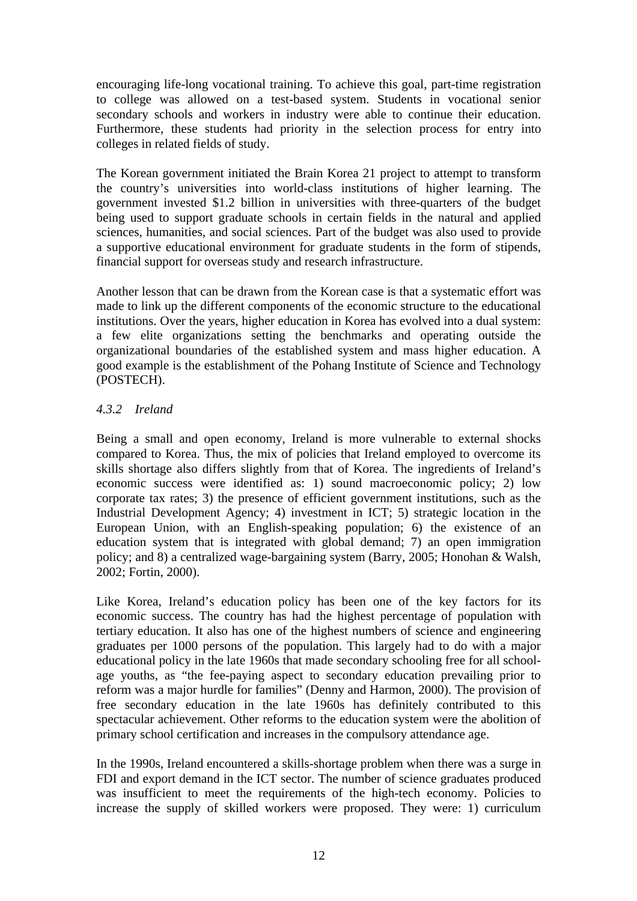encouraging life-long vocational training. To achieve this goal, part-time registration to college was allowed on a test-based system. Students in vocational senior secondary schools and workers in industry were able to continue their education. Furthermore, these students had priority in the selection process for entry into colleges in related fields of study.

The Korean government initiated the Brain Korea 21 project to attempt to transform the country's universities into world-class institutions of higher learning. The government invested $1.2 billion in universities with three-quarters of the budget being used to support graduate schools in certain fields in the natural and applied sciences, humanities, and social sciences. Part of the budget was also used to provide a supportive educational environment for graduate students in the form of stipends, financial support for overseas study and research infrastructure.

Another lesson that can be drawn from the Korean case is that a systematic effort was made to link up the different components of the economic structure to the educational institutions. Over the years, higher education in Korea has evolved into a dual system: a few elite organizations setting the benchmarks and operating outside the organizational boundaries of the established system and mass higher education. A good example is the establishment of the Pohang Institute of Science and Technology (POSTECH).

### *4.3.2 Ireland*

Being a small and open economy, Ireland is more vulnerable to external shocks compared to Korea. Thus, the mix of policies that Ireland employed to overcome its skills shortage also differs slightly from that of Korea. The ingredients of Ireland's economic success were identified as: 1) sound macroeconomic policy; 2) low corporate tax rates; 3) the presence of efficient government institutions, such as the Industrial Development Agency; 4) investment in ICT; 5) strategic location in the European Union, with an English-speaking population; 6) the existence of an education system that is integrated with global demand; 7) an open immigration policy; and 8) a centralized wage-bargaining system (Barry, 2005; Honohan & Walsh, 2002; Fortin, 2000).

Like Korea, Ireland's education policy has been one of the key factors for its economic success. The country has had the highest percentage of population with tertiary education. It also has one of the highest numbers of science and engineering graduates per 1000 persons of the population. This largely had to do with a major educational policy in the late 1960s that made secondary schooling free for all school-age youths, as "the fee-paying aspect to secondary education prevailing prior to reform was a major hurdle for families" (Denny and Harmon, 2000). The provision of free secondary education in the late 1960s has definitely contributed to this spectacular achievement. Other reforms to the education system were the abolition of primary school certification and increases in the compulsory attendance age.

In the 1990s, Ireland encountered a skills-shortage problem when there was a surge in FDI and export demand in the ICT sector. The number of science graduates produced was insufficient to meet the requirements of the high-tech economy. Policies to increase the supply of skilled workers were proposed. They were: 1) curriculum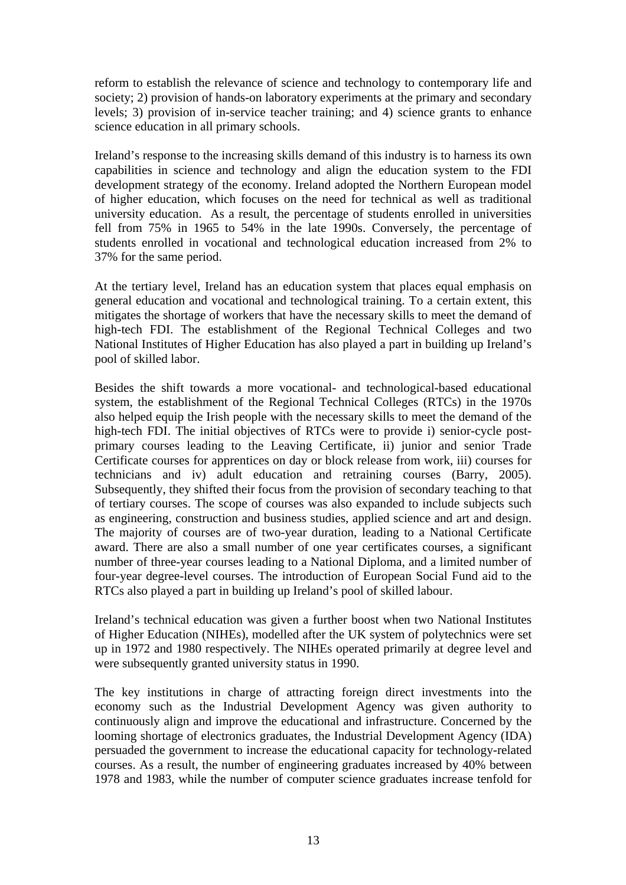reform to establish the relevance of science and technology to contemporary life and society; 2) provision of hands-on laboratory experiments at the primary and secondary levels; 3) provision of in-service teacher training; and 4) science grants to enhance science education in all primary schools.

Ireland's response to the increasing skills demand of this industry is to harness its own capabilities in science and technology and align the education system to the FDI development strategy of the economy. Ireland adopted the Northern European model of higher education, which focuses on the need for technical as well as traditional university education. As a result, the percentage of students enrolled in universities fell from 75% in 1965 to 54% in the late 1990s. Conversely, the percentage of students enrolled in vocational and technological education increased from 2% to 37% for the same period.

At the tertiary level, Ireland has an education system that places equal emphasis on general education and vocational and technological training. To a certain extent, this mitigates the shortage of workers that have the necessary skills to meet the demand of high-tech FDI. The establishment of the Regional Technical Colleges and two National Institutes of Higher Education has also played a part in building up Ireland's pool of skilled labor.

Besides the shift towards a more vocational- and technological-based educational system, the establishment of the Regional Technical Colleges (RTCs) in the 1970s also helped equip the Irish people with the necessary skills to meet the demand of the high-tech FDI. The initial objectives of RTCs were to provide i) senior-cycle post-primary courses leading to the Leaving Certificate, ii) junior and senior Trade Certificate courses for apprentices on day or block release from work, iii) courses for technicians and iv) adult education and retraining courses (Barry, 2005). Subsequently, they shifted their focus from the provision of secondary teaching to that of tertiary courses. The scope of courses was also expanded to include subjects such as engineering, construction and business studies, applied science and art and design. The majority of courses are of two-year duration, leading to a National Certificate award. There are also a small number of one year certificates courses, a significant number of three-year courses leading to a National Diploma, and a limited number of four-year degree-level courses. The introduction of European Social Fund aid to the RTCs also played a part in building up Ireland's pool of skilled labour.

Ireland's technical education was given a further boost when two National Institutes of Higher Education (NIHEs), modelled after the UK system of polytechnics were set up in 1972 and 1980 respectively. The NIHEs operated primarily at degree level and were subsequently granted university status in 1990.

The key institutions in charge of attracting foreign direct investments into the economy such as the Industrial Development Agency was given authority to continuously align and improve the educational and infrastructure. Concerned by the looming shortage of electronics graduates, the Industrial Development Agency (IDA) persuaded the government to increase the educational capacity for technology-related courses. As a result, the number of engineering graduates increased by 40% between 1978 and 1983, while the number of computer science graduates increase tenfold for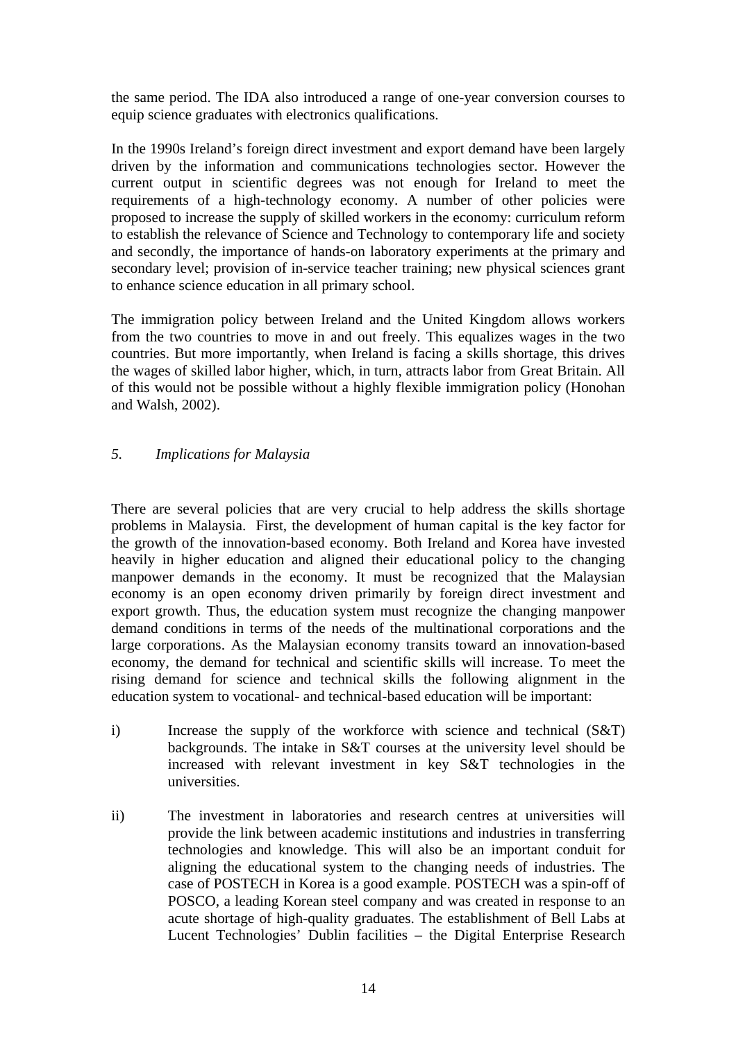the same period. The IDA also introduced a range of one-year conversion courses to equip science graduates with electronics qualifications.

In the 1990s Ireland's foreign direct investment and export demand have been largely driven by the information and communications technologies sector. However the current output in scientific degrees was not enough for Ireland to meet the requirements of a high-technology economy. A number of other policies were proposed to increase the supply of skilled workers in the economy: curriculum reform to establish the relevance of Science and Technology to contemporary life and society and secondly, the importance of hands-on laboratory experiments at the primary and secondary level; provision of in-service teacher training; new physical sciences grant to enhance science education in all primary school.

The immigration policy between Ireland and the United Kingdom allows workers from the two countries to move in and out freely. This equalizes wages in the two countries. But more importantly, when Ireland is facing a skills shortage, this drives the wages of skilled labor higher, which, in turn, attracts labor from Great Britain. All of this would not be possible without a highly flexible immigration policy (Honohan and Walsh, 2002).

## *5. Implications for Malaysia*

There are several policies that are very crucial to help address the skills shortage problems in Malaysia. First, the development of human capital is the key factor for the growth of the innovation-based economy. Both Ireland and Korea have invested heavily in higher education and aligned their educational policy to the changing manpower demands in the economy. It must be recognized that the Malaysian economy is an open economy driven primarily by foreign direct investment and export growth. Thus, the education system must recognize the changing manpower demand conditions in terms of the needs of the multinational corporations and the large corporations. As the Malaysian economy transits toward an innovation-based economy, the demand for technical and scientific skills will increase. To meet the rising demand for science and technical skills the following alignment in the education system to vocational- and technical-based education will be important:

i) Increase the supply of the workforce with science and technical (S&T) backgrounds. The intake in S&T courses at the university level should be increased with relevant investment in key S&T technologies in the universities.

ii) The investment in laboratories and research centres at universities will provide the link between academic institutions and industries in transferring technologies and knowledge. This will also be an important conduit for aligning the educational system to the changing needs of industries. The case of POSTECH in Korea is a good example. POSTECH was a spin-off of POSCO, a leading Korean steel company and was created in response to an acute shortage of high-quality graduates. The establishment of Bell Labs at Lucent Technologies' Dublin facilities – the Digital Enterprise Research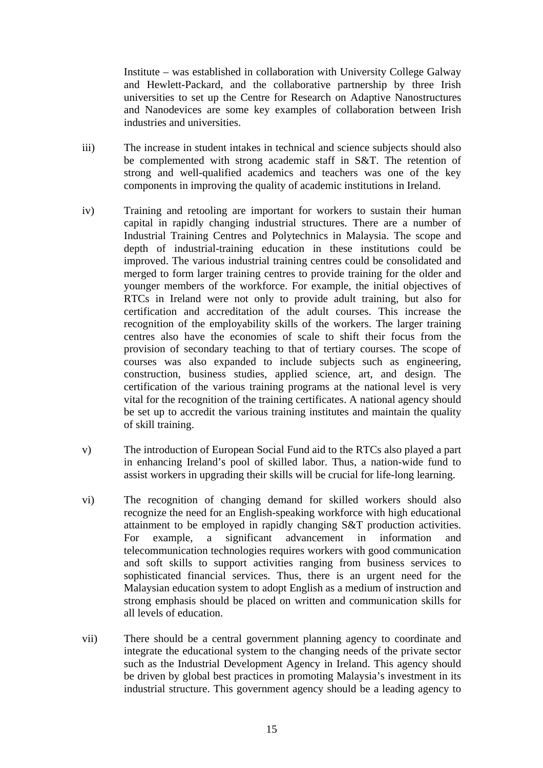Institute – was established in collaboration with University College Galway and Hewlett-Packard, and the collaborative partnership by three Irish universities to set up the Centre for Research on Adaptive Nanostructures and Nanodevices are some key examples of collaboration between Irish industries and universities.

iii) The increase in student intakes in technical and science subjects should also be complemented with strong academic staff in S&T. The retention of strong and well-qualified academics and teachers was one of the key components in improving the quality of academic institutions in Ireland.

iv) Training and retooling are important for workers to sustain their human capital in rapidly changing industrial structures. There are a number of Industrial Training Centres and Polytechnics in Malaysia. The scope and depth of industrial-training education in these institutions could be improved. The various industrial training centres could be consolidated and merged to form larger training centres to provide training for the older and younger members of the workforce. For example, the initial objectives of RTCs in Ireland were not only to provide adult training, but also for certification and accreditation of the adult courses. This increase the recognition of the employability skills of the workers. The larger training centres also have the economies of scale to shift their focus from the provision of secondary teaching to that of tertiary courses. The scope of courses was also expanded to include subjects such as engineering, construction, business studies, applied science, art, and design. The certification of the various training programs at the national level is very vital for the recognition of the training certificates. A national agency should be set up to accredit the various training institutes and maintain the quality of skill training.

v) The introduction of European Social Fund aid to the RTCs also played a part in enhancing Ireland's pool of skilled labor. Thus, a nation-wide fund to assist workers in upgrading their skills will be crucial for life-long learning.

vi) The recognition of changing demand for skilled workers should also recognize the need for an English-speaking workforce with high educational attainment to be employed in rapidly changing S&T production activities. For example, a significant advancement in information and telecommunication technologies requires workers with good communication and soft skills to support activities ranging from business services to sophisticated financial services. Thus, there is an urgent need for the Malaysian education system to adopt English as a medium of instruction and strong emphasis should be placed on written and communication skills for all levels of education.

vii) There should be a central government planning agency to coordinate and integrate the educational system to the changing needs of the private sector such as the Industrial Development Agency in Ireland. This agency should be driven by global best practices in promoting Malaysia's investment in its industrial structure. This government agency should be a leading agency to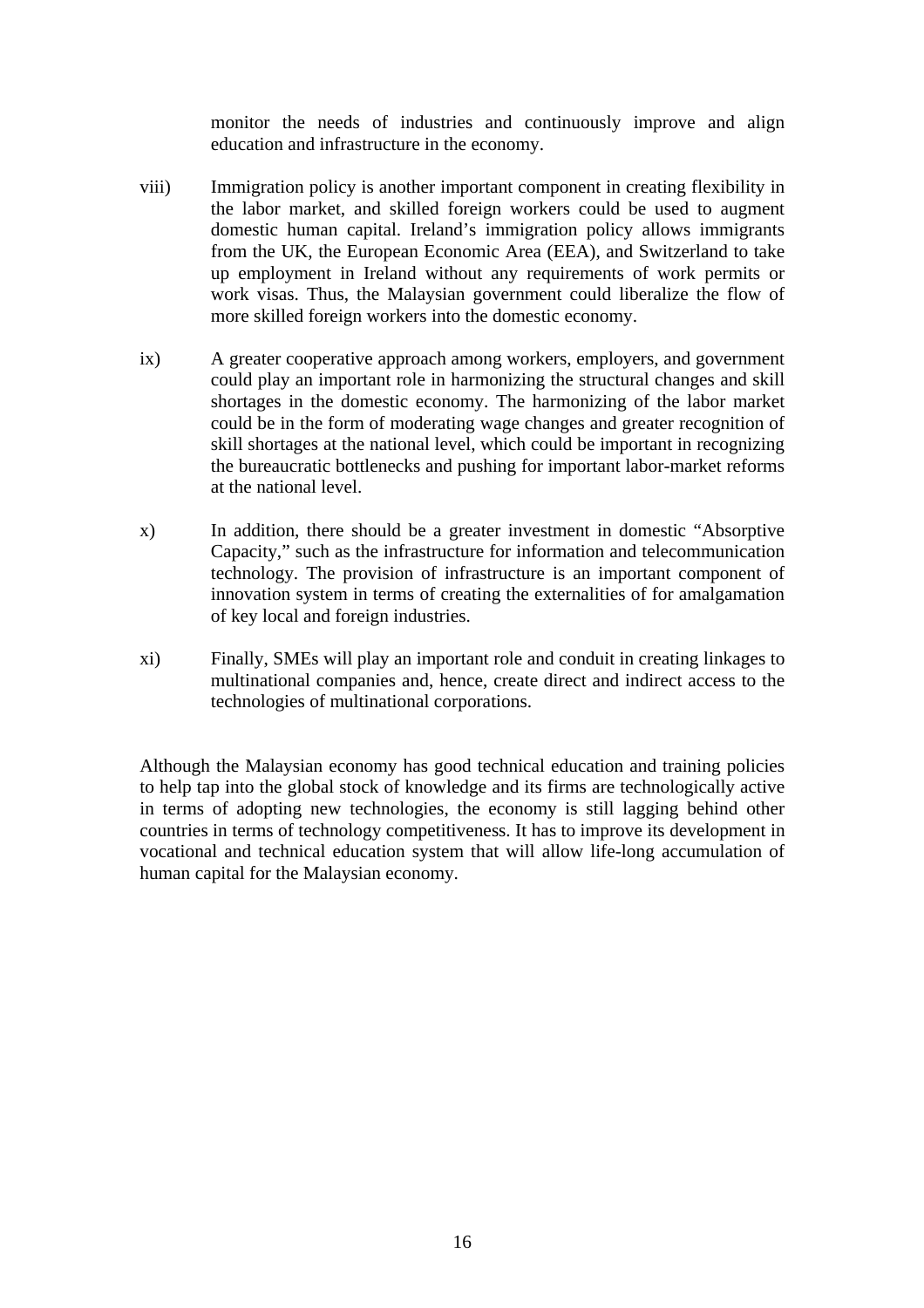monitor the needs of industries and continuously improve and align education and infrastructure in the economy.

viii) Immigration policy is another important component in creating flexibility in the labor market, and skilled foreign workers could be used to augment domestic human capital. Ireland's immigration policy allows immigrants from the UK, the European Economic Area (EEA), and Switzerland to take up employment in Ireland without any requirements of work permits or work visas. Thus, the Malaysian government could liberalize the flow of more skilled foreign workers into the domestic economy.

ix) A greater cooperative approach among workers, employers, and government could play an important role in harmonizing the structural changes and skill shortages in the domestic economy. The harmonizing of the labor market could be in the form of moderating wage changes and greater recognition of skill shortages at the national level, which could be important in recognizing the bureaucratic bottlenecks and pushing for important labor-market reforms at the national level.

x) In addition, there should be a greater investment in domestic "Absorptive Capacity," such as the infrastructure for information and telecommunication technology. The provision of infrastructure is an important component of innovation system in terms of creating the externalities of for amalgamation of key local and foreign industries.

xi) Finally, SMEs will play an important role and conduit in creating linkages to multinational companies and, hence, create direct and indirect access to the technologies of multinational corporations.

Although the Malaysian economy has good technical education and training policies to help tap into the global stock of knowledge and its firms are technologically active in terms of adopting new technologies, the economy is still lagging behind other countries in terms of technology competitiveness. It has to improve its development in vocational and technical education system that will allow life-long accumulation of human capital for the Malaysian economy.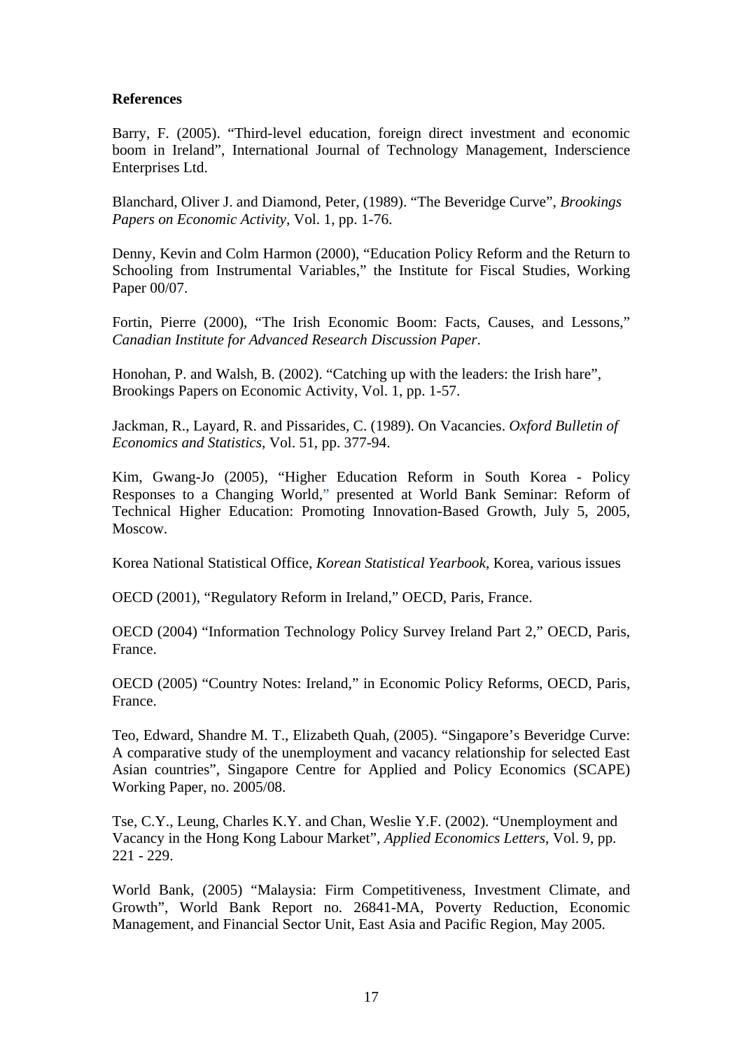**References**

Barry, F. (2005). "Third-level education, foreign direct investment and economic boom in Ireland", International Journal of Technology Management, Inderscience Enterprises Ltd.

Blanchard, Oliver J. and Diamond, Peter, (1989). "The Beveridge Curve", *Brookings Papers on Economic Activity*, Vol. 1, pp. 1-76.

Denny, Kevin and Colm Harmon (2000), "Education Policy Reform and the Return to Schooling from Instrumental Variables," the Institute for Fiscal Studies, Working Paper 00/07.

Fortin, Pierre (2000), "The Irish Economic Boom: Facts, Causes, and Lessons," *Canadian Institute for Advanced Research Discussion Paper*.

Honohan, P. and Walsh, B. (2002). "Catching up with the leaders: the Irish hare", Brookings Papers on Economic Activity, Vol. 1, pp. 1-57.

Jackman, R., Layard, R. and Pissarides, C. (1989). On Vacancies. *Oxford Bulletin of Economics and Statistics*, Vol. 51, pp. 377-94.

Kim, Gwang-Jo (2005), "Higher Education Reform in South Korea - Policy Responses to a Changing World," presented at World Bank Seminar: Reform of Technical Higher Education: Promoting Innovation-Based Growth, July 5, 2005, Moscow.

Korea National Statistical Office, *Korean Statistical Yearbook*, Korea, various issues

OECD (2001), "Regulatory Reform in Ireland," OECD, Paris, France.

OECD (2004) "Information Technology Policy Survey Ireland Part 2," OECD, Paris, France.

OECD (2005) "Country Notes: Ireland," in Economic Policy Reforms, OECD, Paris, France.

Teo, Edward, Shandre M. T., Elizabeth Quah, (2005). "Singapore's Beveridge Curve: A comparative study of the unemployment and vacancy relationship for selected East Asian countries", Singapore Centre for Applied and Policy Economics (SCAPE) Working Paper, no. 2005/08.

Tse, C.Y., Leung, Charles K.Y. and Chan, Weslie Y.F. (2002). "Unemployment and Vacancy in the Hong Kong Labour Market", *Applied Economics Letters*, Vol. 9, pp. 221 - 229.

World Bank, (2005) "Malaysia: Firm Competitiveness, Investment Climate, and Growth", World Bank Report no. 26841-MA, Poverty Reduction, Economic Management, and Financial Sector Unit, East Asia and Pacific Region, May 2005.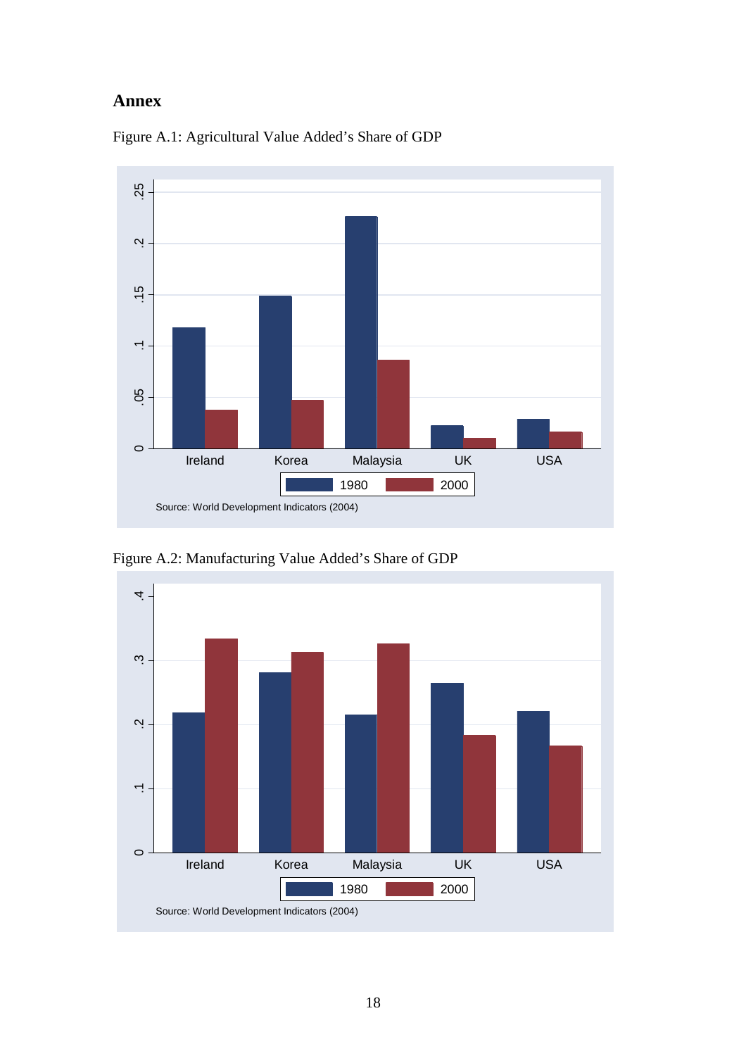## Annex

Figure A.1: Agricultural Value Added's Share of GDP

Source: World Development Indicators (2004)

Figure A.2: Manufacturing Value Added's Share of GDP

Source: World Development Indicators (2004)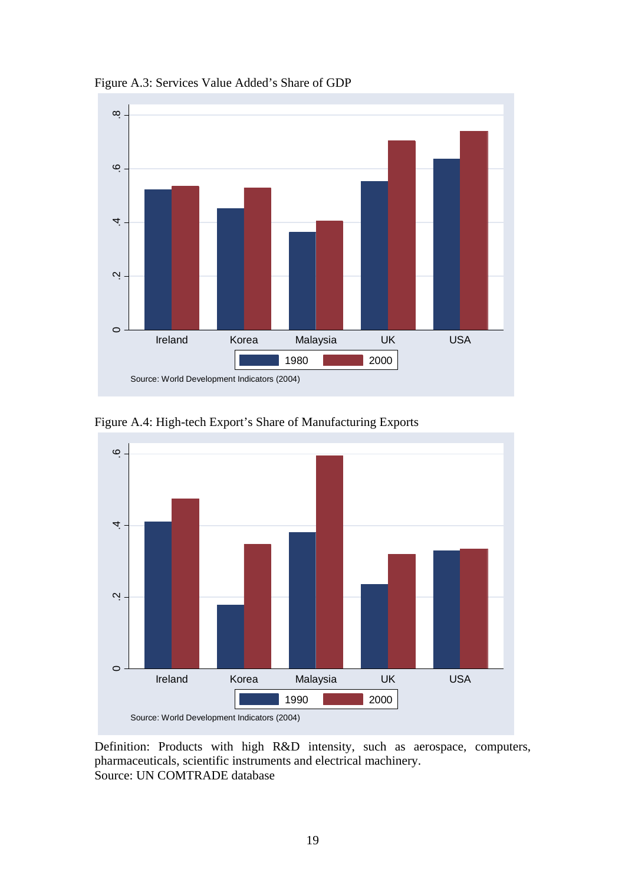Figure A.3: Services Value Added's Share of GDP

0
.2
.4
.6
.8

Ireland
Korea
Malaysia
UK
USA

1980
2000

Source: World Development Indicators (2004)

Figure A.4: High-tech Export's Share of Manufacturing Exports

0
.2
.4
.6

Ireland
Korea
Malaysia
UK
USA

1990
2000

Source: World Development Indicators (2004)

Definition: Products with high R&D intensity, such as aerospace, computers, pharmaceuticals, scientific instruments and electrical machinery.
Source: UN COMTRADE database